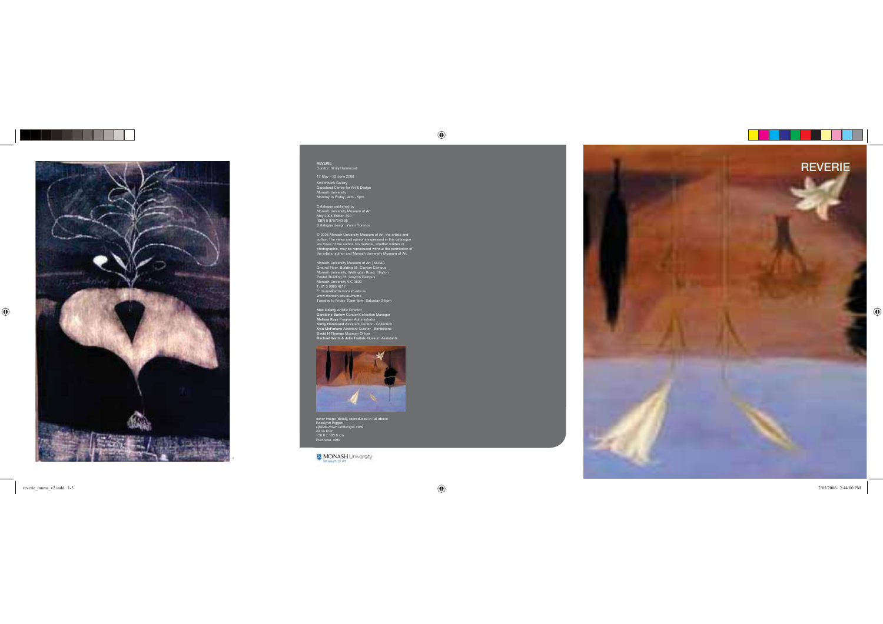**REVERIE**
Curator: Kirrily Hammond

17 May – 22 June 2006

Switchback Gallery
Gippsland Centre for Art & Design
Monash University
Monday to Friday, 9am - 5pm

Catalogue published by
Monash University Museum of Art
May 2006 Edition 300
ISBN 0 9757240 96
Catalogue design: Yanni Florence

© 2006 Monash University Museum of Art, the artists and author. The views and opinions expressed in this catalogue are those of the author. No material, whether written or photographic, may be reproduced without the permission of the artists, author and Monash University Museum of Art.

Monash University Museum of Art | MUMA
Ground Floor, Building 55, Clayton Campus
Monash University, Wellington Road, Clayton
Postal: Building 55, Clayton Campus
Monash University VIC 3800
T: 61 3 9905 4217
E: muma@adm.monash.edu.au
www.monash.edu.au/muma
Tuesday to Friday 10am-5pm, Saturday 2-5pm

**Max Delany** Artistic Director
**Geraldine Barlow** Curator/Collection Manager
**Melissa Keys** Program Administrator
**Kirrily Hammond** Assistant Curator - Collection
**Kyla McFarlane** Assistant Curator - Exhibitions
**David H Thomas** Museum Officer
**Rachael Watts & Julie Traitsis** Museum Assistants

cover image (detail), reproduced in full above
Rosslynd Piggott
*Upside-down landscape* 1989
oil on linen
136.0 x 183.0 cm
Purchase 1990

MONASH University
Museum of Art

# REVERIE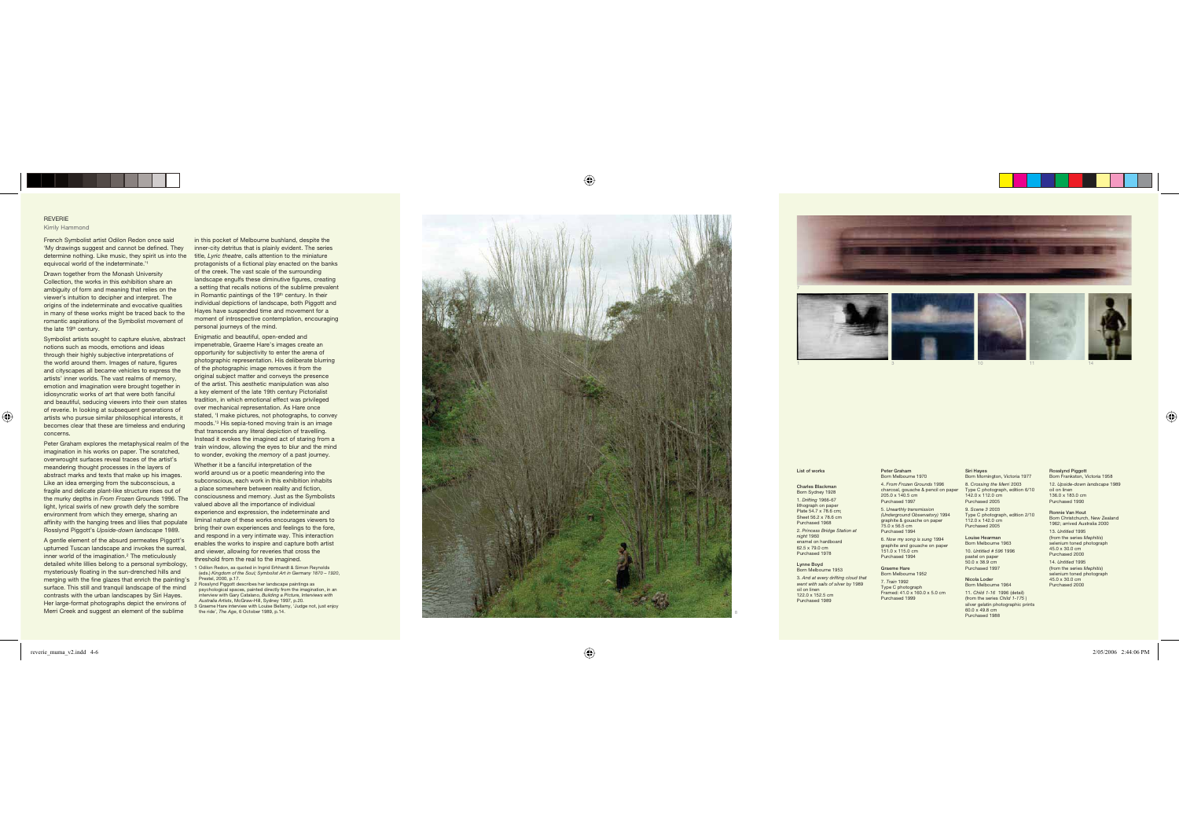# REVERIE

Kirrily Hammond

French Symbolist artist Odilon Redon once said 'My drawings suggest and cannot be defined. They determine nothing. Like music, they spirit us into the equivocal world of the indeterminate.'[1]

Drawn together from the Monash University Collection, the works in this exhibition share an ambiguity of form and meaning that relies on the viewer's intuition to decipher and interpret. The origins of the indeterminate and evocative qualities in many of these works might be traced back to the romantic aspirations of the Symbolist movement of the late 19th century.

Symbolist artists sought to capture elusive, abstract notions such as moods, emotions and ideas through their highly subjective interpretations of the world around them. Images of nature, figures and cityscapes all became vehicles to express the artists' inner worlds. The vast realms of memory, emotion and imagination were brought together in idiosyncratic works of art that were both fanciful and beautiful, seducing viewers into their own states of reverie. In looking at subsequent generations of artists who pursue similar philosophical interests, it becomes clear that these are timeless and enduring concerns.

Peter Graham explores the metaphysical realm of the imagination in his works on paper. The scratched, overwrought surfaces reveal traces of the artist's meandering thought processes in the layers of abstract marks and texts that make up his images. Like an idea emerging from the subconscious, a fragile and delicate plant-like structure rises out of the murky depths in *From Frozen Grounds* 1996. The light, lyrical swirls of new growth defy the sombre environment from which they emerge, sharing an affinity with the hanging trees and lilies that populate Rosslynd Piggott's *Upside-down landscape* 1989.

A gentle element of the absurd permeates Piggott's upturned Tuscan landscape and invokes the surreal, inner world of the imagination.[2] The meticulously detailed white lilies belong to a personal symbology, mysteriously floating in the sun-drenched hills and merging with the fine glazes that enrich the painting's surface. This still and tranquil landscape of the mind contrasts with the urban landscapes by Siri Hayes. Her large-format photographs depict the environs of Merri Creek and suggest an element of the sublime in this pocket of Melbourne bushland, despite the inner-city detritus that is plainly evident. The series title, *Lyric theatre*, calls attention to the miniature protagonists of a fictional play enacted on the banks of the creek. The vast scale of the surrounding landscape engulfs these diminutive figures, creating a setting that recalls notions of the sublime prevalent in Romantic paintings of the 19th century. In their individual depictions of landscape, both Piggott and Hayes have suspended time and movement for a moment of introspective contemplation, encouraging personal journeys of the mind.

Enigmatic and beautiful, open-ended and impenetrable, Graeme Hare's images create an opportunity for subjectivity to enter the arena of photographic representation. His deliberate blurring of the photographic image removes it from the original subject matter and conveys the presence of the artist. This aesthetic manipulation was also a key element of the late 19th century Pictorialist tradition, in which emotional effect was privileged over mechanical representation. As Hare once stated, 'I make pictures, not photographs, to convey moods.'[3] His sepia-toned moving train is an image that transcends any literal depiction of travelling. Instead it evokes the imagined act of staring from a train window, allowing the eyes to blur and the mind to wonder, evoking the *memory* of a past journey.

Whether it be a fanciful interpretation of the world around us or a poetic meandering into the subconscious, each work in this exhibition inhabits a place somewhere between reality and fiction, consciousness and memory. Just as the Symbolists valued above all the importance of individual experience and expression, the indeterminate and liminal nature of these works encourages viewers to bring their own experiences and feelings to the fore, and respond in a very intimate way. This interaction enables the works to inspire and capture both artist and viewer, allowing for reveries that cross the threshold from the real to the imagined.

1 Odilon Redon, as quoted in Ingrid Ehrhardt & Simon Reynolds (eds.) *Kingdom of the Soul; Symbolist Art in Germany 1870 – 1920*, Prestel, 2000, p.17.

2 Rosslynd Piggott describes her landscape paintings as psychological spaces, painted directly from the imagination, in an interview with Gary Catalano, *Building a Picture, Interviews with Australia Artists*, McGraw-Hill, Sydney 1997, p.20.

3 Graeme Hare interview with Louise Bellamy, 'Judge not, just enjoy the ride', *The Age*, 6 October 1989, p.14.

8

7

1

3

10

11

14

## List of works

**Charles Blackman**
Born Sydney 1928

1. *Drifting* 1966-67
lithograph on paper
Plate 54.7 x 78.6 cm;
Sheet 56.2 x 78.6 cm
Purchased 1968

2. *Princess Bridge Station at night* 1960
enamel on hardboard
62.5 x 79.0 cm
Purchased 1978

**Lynne Boyd**
Born Melbourne 1953

3. *And at every drifting cloud that went with sails of silver by* 1989
oil on linen
122.0 x 152.5 cm
Purchased 1989

**Peter Graham**
Born Melbourne 1970

4. *From Frozen Grounds* 1996
charcoal, gouache & pencil on paper
205.0 x 140.5 cm
Purchased 1997

5. *Unearthly transmission (Underground Observatory)* 1994
graphite & gouache on paper
75.0 x 56.5 cm
Purchased 1994

6. *Now my song is sung* 1994
graphite and gouache on paper
151.0 x 115.0 cm
Purchased 1994

**Graeme Hare**
Born Melbourne 1952

7. *Train* 1992
Type C photograph
Framed: 41.0 x 160.0 x 5.0 cm
Purchased 1999

**Siri Hayes**
Born Mornington, Victoria 1977

8. *Crossing the Merri* 2003
Type C photograph, edition 6/10
142.0 x 112.0 cm
Purchased 2005

9. *Scene 3* 2003
Type C photograph, edition 2/10
112.0 x 142.0 cm
Purchased 2005

**Louise Hearman**
Born Melbourne 1963

10. *Untitled # 596* 1996
pastel on paper
50.0 x 38.9 cm
Purchased 1997

**Nicola Loder**
Born Melbourne 1964

11. *Child 1-16* 1996 (detail)
(from the series *Child 1-175*)
silver gelatin photographic prints
60.0 x 49.8 cm
Purchased 1998

**Rosslynd Piggott**
Born Frankston, Victoria 1958

12. *Upside-down landscape* 1989
oil on linen
136.0 x 183.0 cm
Purchased 1990

**Ronnie Van Hout**
Born Christchurch, New Zealand 1962; arrived Australia 2000

13. *Untitled* 1995
(from the series *Mephitis*)
selenium toned photograph
45.0 x 30.0 cm
Purchased 2000

14. *Untitled* 1995
(from the series *Mephitis*)
selenium toned photograph
45.0 x 30.0 cm
Purchased 2000